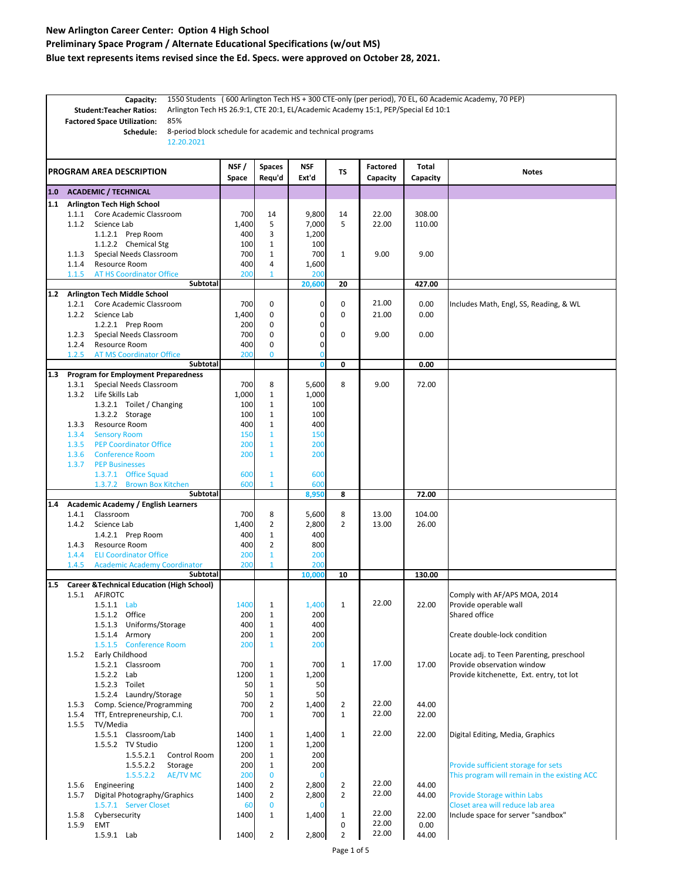# New Arlington Career Center: Option 4 High School

## Preliminary Space Program / Alternate Educational Specifications (w/out MS)

### Blue text represents items revised since the Ed. Specs. were approved on October 28, 2021.

**Capacity:** 1550 Students ( 600 Arlington Tech HS + 300 CTE-only (per period), 70 EL, 60 Academic Academy, 70 PEP)
**Student:Teacher Ratios:** Arlington Tech HS 26.9:1, CTE 20:1, EL/Academic Academy 15:1, PEP/Special Ed 10:1
**Factored Space Utilization:** 85%
**Schedule:** 8-period block schedule for academic and technical programs
12.20.2021

| PROGRAM AREA DESCRIPTION | NSF / Space | Spaces Requ'd | NSF Ext'd | TS | Factored Capacity | Total Capacity | Notes |
|---|---|---|---|---|---|---|---|
| **1.0 ACADEMIC / TECHNICAL** | | | | | | | |
| **1.1 Arlington Tech High School** | | | | | | | |
| 1.1.1 Core Academic Classroom | 700 | 14 | 9,800 | 14 | 22.00 | 308.00 | |
| 1.1.2 Science Lab | 1,400 | 5 | 7,000 | 5 | 22.00 | 110.00 | |
| 1.1.2.1 Prep Room | 400 | 3 | 1,200 | | | | |
| 1.1.2.2 Chemical Stg | 100 | 1 | 100 | | | | |
| 1.1.3 Special Needs Classroom | 700 | 1 | 700 | 1 | 9.00 | 9.00 | |
| 1.1.4 Resource Room | 400 | 4 | 1,600 | | | | |
| 1.1.5 AT HS Coordinator Office | 200 | 1 | 200 | | | | |
| **Subtotal** | | | **20,600** | **20** | | **427.00** | |
| **1.2 Arlington Tech Middle School** | | | | | | | |
| 1.2.1 Core Academic Classroom | 700 | 0 | 0 | 0 | 21.00 | 0.00 | Includes Math, Engl, SS, Reading, & WL |
| 1.2.2 Science Lab | 1,400 | 0 | 0 | 0 | 21.00 | 0.00 | |
| 1.2.2.1 Prep Room | 200 | 0 | 0 | | | | |
| 1.2.3 Special Needs Classroom | 700 | 0 | 0 | 0 | 9.00 | 0.00 | |
| 1.2.4 Resource Room | 400 | 0 | 0 | | | | |
| 1.2.5 AT MS Coordinator Office | 200 | 0 | 0 | | | | |
| **Subtotal** | | | **0** | **0** | | **0.00** | |
| **1.3 Program for Employment Preparedness** | | | | | | | |
| 1.3.1 Special Needs Classroom | 700 | 8 | 5,600 | 8 | 9.00 | 72.00 | |
| 1.3.2 Life Skills Lab | 1,000 | 1 | 1,000 | | | | |
| 1.3.2.1 Toilet / Changing | 100 | 1 | 100 | | | | |
| 1.3.2.2 Storage | 100 | 1 | 100 | | | | |
| 1.3.3 Resource Room | 400 | 1 | 400 | | | | |
| 1.3.4 Sensory Room | 150 | 1 | 150 | | | | |
| 1.3.5 PEP Coordinator Office | 200 | 1 | 200 | | | | |
| 1.3.6 Conference Room | 200 | 1 | 200 | | | | |
| 1.3.7 PEP Businesses | | | | | | | |
| 1.3.7.1 Office Squad | 600 | 1 | 600 | | | | |
| 1.3.7.2 Brown Box Kitchen | 600 | 1 | 600 | | | | |
| **Subtotal** | | | **8,950** | **8** | | **72.00** | |
| **1.4 Academic Academy / English Learners** | | | | | | | |
| 1.4.1 Classroom | 700 | 8 | 5,600 | 8 | 13.00 | 104.00 | |
| 1.4.2 Science Lab | 1,400 | 2 | 2,800 | 2 | 13.00 | 26.00 | |
| 1.4.2.1 Prep Room | 400 | 1 | 400 | | | | |
| 1.4.3 Resource Room | 400 | 2 | 800 | | | | |
| 1.4.4 ELI Coordinator Office | 200 | 1 | 200 | | | | |
| 1.4.5 Academic Academy Coordinator | 200 | 1 | 200 | | | | |
| **Subtotal** | | | **10,000** | **10** | | **130.00** | |
| **1.5 Career &Technical Education (High School)** | | | | | | | |
| 1.5.1 AFJROTC | | | | | | | Comply with AF/APS MOA, 2014 |
| 1.5.1.1 Lab | 1400 | 1 | 1,400 | 1 | 22.00 | 22.00 | Provide operable wall |
| 1.5.1.2 Office | 200 | 1 | 200 | | | | Shared office |
| 1.5.1.3 Uniforms/Storage | 400 | 1 | 400 | | | | |
| 1.5.1.4 Armory | 200 | 1 | 200 | | | | Create double-lock condition |
| 1.5.1.5 Conference Room | 200 | 1 | 200 | | | | |
| 1.5.2 Early Childhood | | | | | | | Locate adj. to Teen Parenting, preschool |
| 1.5.2.1 Classroom | 700 | 1 | 700 | 1 | 17.00 | 17.00 | Provide observation window |
| 1.5.2.2 Lab | 1200 | 1 | 1,200 | | | | Provide kitchenette, Ext. entry, tot lot |
| 1.5.2.3 Toilet | 50 | 1 | 50 | | | | |
| 1.5.2.4 Laundry/Storage | 50 | 1 | 50 | | | | |
| 1.5.3 Comp. Science/Programming | 700 | 2 | 1,400 | 2 | 22.00 | 44.00 | |
| 1.5.4 TfT, Entrepreneurship, C.I. | 700 | 1 | 700 | 1 | 22.00 | 22.00 | |
| 1.5.5 TV/Media | | | | | | | |
| 1.5.5.1 Classroom/Lab | 1400 | 1 | 1,400 | 1 | 22.00 | 22.00 | Digital Editing, Media, Graphics |
| 1.5.5.2 TV Studio | 1200 | 1 | 1,200 | | | | |
| 1.5.5.2.1 Control Room | 200 | 1 | 200 | | | | |
| 1.5.5.2.2 Storage | 200 | 1 | 200 | | | | Provide sufficient storage for sets |
| 1.5.5.2.2 AE/TV MC | 200 | 0 | 0 | | | | This program will remain in the existing ACC |
| 1.5.6 Engineering | 1400 | 2 | 2,800 | 2 | 22.00 | 44.00 | |
| 1.5.7 Digital Photography/Graphics | 1400 | 2 | 2,800 | 2 | 22.00 | 44.00 | Provide Storage within Labs |
| 1.5.7.1 Server Closet | 60 | 0 | 0 | | | | Closet area will reduce lab area |
| 1.5.8 Cybersecurity | 1400 | 1 | 1,400 | 1 | 22.00 | 22.00 | Include space for server "sandbox" |
| 1.5.9 EMT | | | | 0 | 22.00 | 0.00 | |
| 1.5.9.1 Lab | 1400 | 2 | 2,800 | 2 | 22.00 | 44.00 | |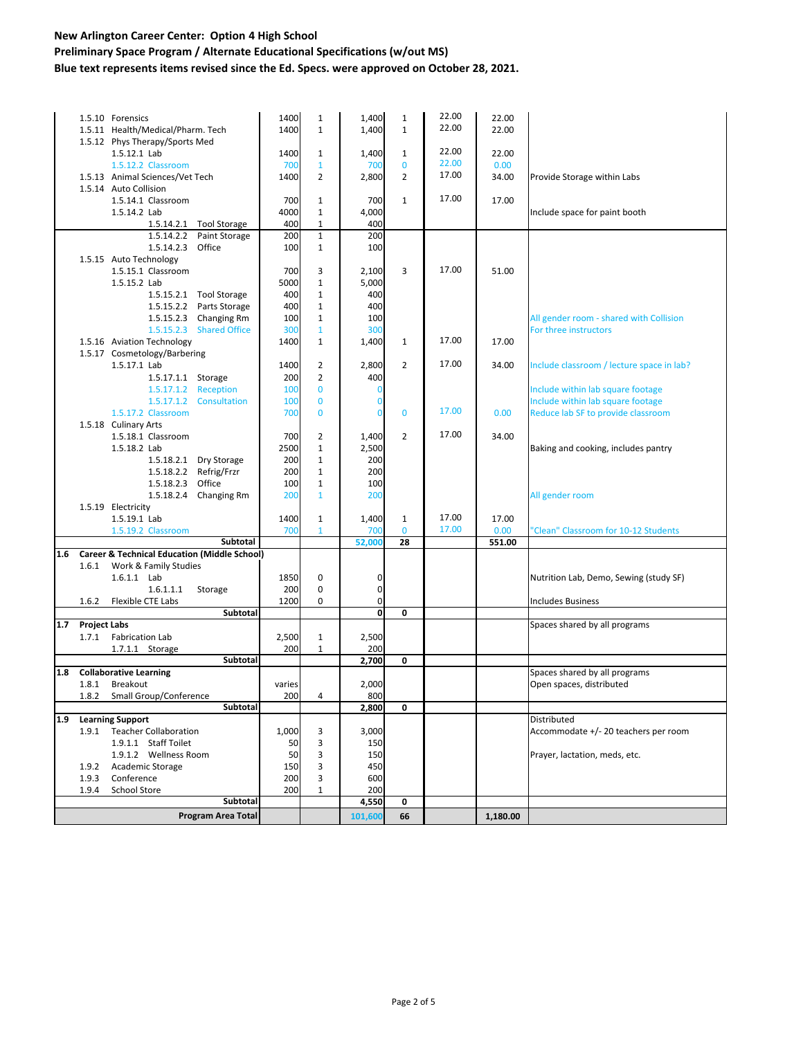**New Arlington Career Center: Option 4 High School**

**Preliminary Space Program / Alternate Educational Specifications (w/out MS)**

**Blue text represents items revised since the Ed. Specs. were approved on October 28, 2021.**

| | | | | | | | | |
|---|---|---|---|---|---|---|---|---|
| | 1.5.10 Forensics | 1400 | 1 | 1,400 | 1 | 22.00 | 22.00 | |
| | 1.5.11 Health/Medical/Pharm. Tech | 1400 | 1 | 1,400 | 1 | 22.00 | 22.00 | |
| | 1.5.12 Phys Therapy/Sports Med | | | | | | | |
| | 1.5.12.1 Lab | 1400 | 1 | 1,400 | 1 | 22.00 | 22.00 | |
| | 1.5.12.2 Classroom | 700 | 1 | 700 | 0 | 22.00 | 0.00 | |
| | 1.5.13 Animal Sciences/Vet Tech | 1400 | 2 | 2,800 | 2 | 17.00 | 34.00 | Provide Storage within Labs |
| | 1.5.14 Auto Collision | | | | | | | |
| | 1.5.14.1 Classroom | 700 | 1 | 700 | 1 | 17.00 | 17.00 | |
| | 1.5.14.2 Lab | 4000 | 1 | 4,000 | | | | Include space for paint booth |
| | 1.5.14.2.1 Tool Storage | 400 | 1 | 400 | | | | |
| | 1.5.14.2.2 Paint Storage | 200 | 1 | 200 | | | | |
| | 1.5.14.2.3 Office | 100 | 1 | 100 | | | | |
| | 1.5.15 Auto Technology | | | | | | | |
| | 1.5.15.1 Classroom | 700 | 3 | 2,100 | 3 | 17.00 | 51.00 | |
| | 1.5.15.2 Lab | 5000 | 1 | 5,000 | | | | |
| | 1.5.15.2.1 Tool Storage | 400 | 1 | 400 | | | | |
| | 1.5.15.2.2 Parts Storage | 400 | 1 | 400 | | | | |
| | 1.5.15.2.3 Changing Rm | 100 | 1 | 100 | | | | All gender room - shared with Collision |
| | 1.5.15.2.3 Shared Office | 300 | 1 | 300 | | | | For three instructors |
| | 1.5.16 Aviation Technology | 1400 | 1 | 1,400 | 1 | 17.00 | 17.00 | |
| | 1.5.17 Cosmetology/Barbering | | | | | | | |
| | 1.5.17.1 Lab | 1400 | 2 | 2,800 | 2 | 17.00 | 34.00 | Include classroom / lecture space in lab? |
| | 1.5.17.1.1 Storage | 200 | 2 | 400 | | | | |
| | 1.5.17.1.2 Reception | 100 | 0 | 0 | | | | Include within lab square footage |
| | 1.5.17.1.2 Consultation | 100 | 0 | 0 | | | | Include within lab square footage |
| | 1.5.17.2 Classroom | 700 | 0 | 0 | 0 | 17.00 | 0.00 | Reduce lab SF to provide classroom |
| | 1.5.18 Culinary Arts | | | | | | | |
| | 1.5.18.1 Classroom | 700 | 2 | 1,400 | 2 | 17.00 | 34.00 | |
| | 1.5.18.2 Lab | 2500 | 1 | 2,500 | | | | Baking and cooking, includes pantry |
| | 1.5.18.2.1 Dry Storage | 200 | 1 | 200 | | | | |
| | 1.5.18.2.2 Refrig/Frzr | 200 | 1 | 200 | | | | |
| | 1.5.18.2.3 Office | 100 | 1 | 100 | | | | |
| | 1.5.18.2.4 Changing Rm | 200 | 1 | 200 | | | | All gender room |
| | 1.5.19 Electricity | | | | | | | |
| | 1.5.19.1 Lab | 1400 | 1 | 1,400 | 1 | 17.00 | 17.00 | |
| | 1.5.19.2 Classroom | 700 | 1 | 700 | 0 | 17.00 | 0.00 | "Clean" Classroom for 10-12 Students |
| | **Subtotal** | | | **52,000** | **28** | | **551.00** | |
| **1.6** | **Career & Technical Education (Middle School)** | | | | | | | |
| | 1.6.1 Work & Family Studies | | | | | | | |
| | 1.6.1.1 Lab | 1850 | 0 | 0 | | | | Nutrition Lab, Demo, Sewing (study SF) |
| | 1.6.1.1.1 Storage | 200 | 0 | 0 | | | | |
| | 1.6.2 Flexible CTE Labs | 1200 | 0 | 0 | | | | Includes Business |
| | **Subtotal** | | | **0** | **0** | | | |
| **1.7** | **Project Labs** | | | | | | | Spaces shared by all programs |
| | 1.7.1 Fabrication Lab | 2,500 | 1 | 2,500 | | | | |
| | 1.7.1.1 Storage | 200 | 1 | 200 | | | | |
| | **Subtotal** | | | **2,700** | **0** | | | |
| **1.8** | **Collaborative Learning** | | | | | | | Spaces shared by all programs |
| | 1.8.1 Breakout | varies | | 2,000 | | | | Open spaces, distributed |
| | 1.8.2 Small Group/Conference | 200 | 4 | 800 | | | | |
| | **Subtotal** | | | **2,800** | **0** | | | |
| **1.9** | **Learning Support** | | | | | | | Distributed |
| | 1.9.1 Teacher Collaboration | 1,000 | 3 | 3,000 | | | | Accommodate +/- 20 teachers per room |
| | 1.9.1.1 Staff Toilet | 50 | 3 | 150 | | | | |
| | 1.9.1.2 Wellness Room | 50 | 3 | 150 | | | | Prayer, lactation, meds, etc. |
| | 1.9.2 Academic Storage | 150 | 3 | 450 | | | | |
| | 1.9.3 Conference | 200 | 3 | 600 | | | | |
| | 1.9.4 School Store | 200 | 1 | 200 | | | | |
| | **Subtotal** | | | **4,550** | **0** | | | |
| | **Program Area Total** | | | **101,600** | **66** | | **1,180.00** | |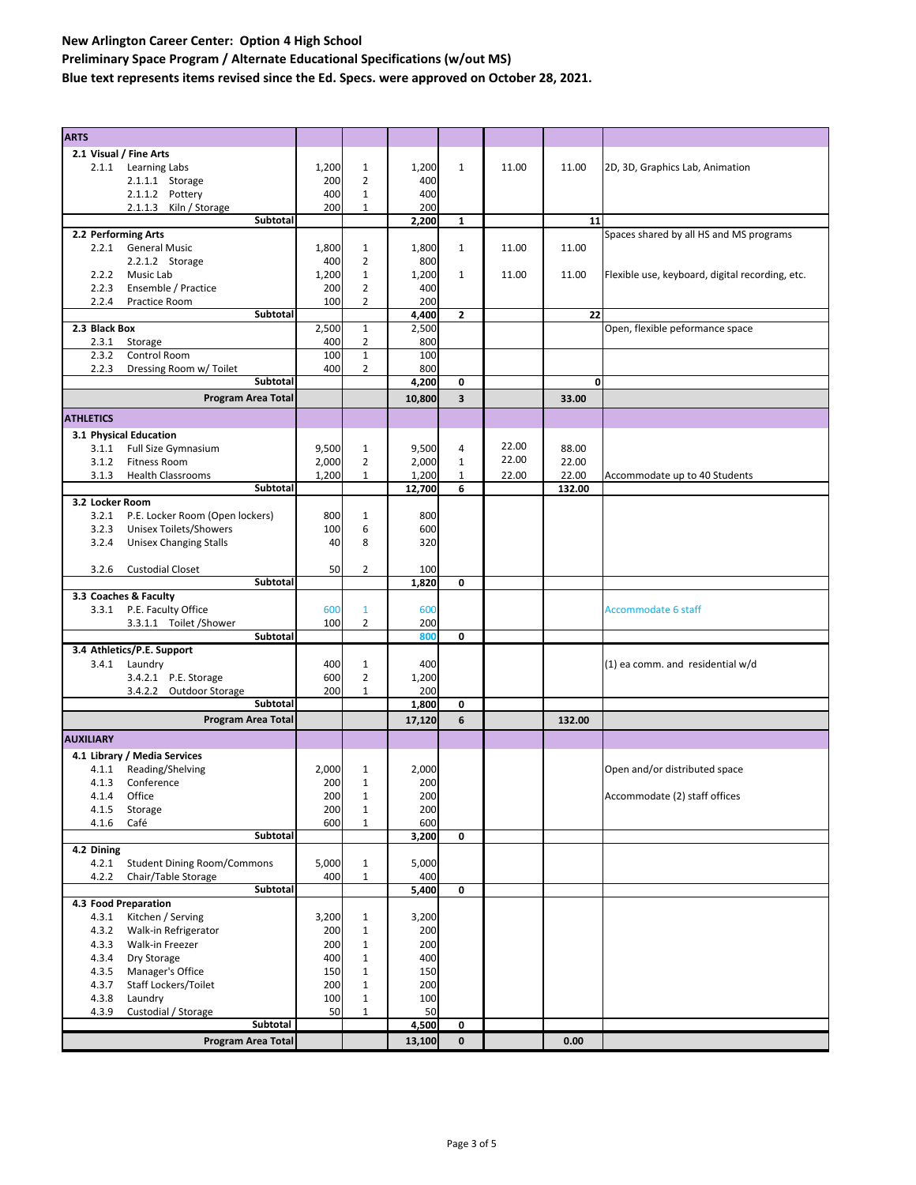**New Arlington Career Center: Option 4 High School**

**Preliminary Space Program / Alternate Educational Specifications (w/out MS)**

**Blue text represents items revised since the Ed. Specs. were approved on October 28, 2021.**

| ARTS | | | | | | | |
|---|---|---|---|---|---|---|---|
| **2.1 Visual / Fine Arts** | | | | | | | |
| 2.1.1 Learning Labs | 1,200 | 1 | 1,200 | 1 | 11.00 | 11.00 | 2D, 3D, Graphics Lab, Animation |
| 2.1.1.1 Storage | 200 | 2 | 400 | | | | |
| 2.1.1.2 Pottery | 400 | 1 | 400 | | | | |
| 2.1.1.3 Kiln / Storage | 200 | 1 | 200 | | | | |
| **Subtotal** | | | **2,200** | **1** | | **11** | |
| **2.2 Performing Arts** | | | | | | | Spaces shared by all HS and MS programs |
| 2.2.1 General Music | 1,800 | 1 | 1,800 | 1 | 11.00 | 11.00 | |
| 2.2.1.2 Storage | 400 | 2 | 800 | | | | |
| 2.2.2 Music Lab | 1,200 | 1 | 1,200 | 1 | 11.00 | 11.00 | Flexible use, keyboard, digital recording, etc. |
| 2.2.3 Ensemble / Practice | 200 | 2 | 400 | | | | |
| 2.2.4 Practice Room | 100 | 2 | 200 | | | | |
| **Subtotal** | | | **4,400** | **2** | | **22** | |
| **2.3 Black Box** | 2,500 | 1 | 2,500 | | | | Open, flexible peformance space |
| 2.3.1 Storage | 400 | 2 | 800 | | | | |
| 2.3.2 Control Room | 100 | 1 | 100 | | | | |
| 2.2.3 Dressing Room w/ Toilet | 400 | 2 | 800 | | | | |
| **Subtotal** | | | **4,200** | **0** | | **0** | |
| **Program Area Total** | | | **10,800** | **3** | | **33.00** | |
| **ATHLETICS** | | | | | | | |
| **3.1 Physical Education** | | | | | | | |
| 3.1.1 Full Size Gymnasium | 9,500 | 1 | 9,500 | 4 | 22.00 | 88.00 | |
| 3.1.2 Fitness Room | 2,000 | 2 | 2,000 | 1 | 22.00 | 22.00 | |
| 3.1.3 Health Classrooms | 1,200 | 1 | 1,200 | 1 | 22.00 | 22.00 | Accommodate up to 40 Students |
| **Subtotal** | | | **12,700** | **6** | | **132.00** | |
| **3.2 Locker Room** | | | | | | | |
| 3.2.1 P.E. Locker Room (Open lockers) | 800 | 1 | 800 | | | | |
| 3.2.3 Unisex Toilets/Showers | 100 | 6 | 600 | | | | |
| 3.2.4 Unisex Changing Stalls | 40 | 8 | 320 | | | | |
| 3.2.6 Custodial Closet | 50 | 2 | 100 | | | | |
| **Subtotal** | | | **1,820** | **0** | | | |
| **3.3 Coaches & Faculty** | | | | | | | |
| 3.3.1 P.E. Faculty Office | 600 | 1 | 600 | | | | Accommodate 6 staff |
| 3.3.1.1 Toilet /Shower | 100 | 2 | 200 | | | | |
| **Subtotal** | | | **800** | **0** | | | |
| **3.4 Athletics/P.E. Support** | | | | | | | |
| 3.4.1 Laundry | 400 | 1 | 400 | | | | (1) ea comm. and residential w/d |
| 3.4.2.1 P.E. Storage | 600 | 2 | 1,200 | | | | |
| 3.4.2.2 Outdoor Storage | 200 | 1 | 200 | | | | |
| **Subtotal** | | | **1,800** | **0** | | | |
| **Program Area Total** | | | **17,120** | **6** | | **132.00** | |
| **AUXILIARY** | | | | | | | |
| **4.1 Library / Media Services** | | | | | | | |
| 4.1.1 Reading/Shelving | 2,000 | 1 | 2,000 | | | | Open and/or distributed space |
| 4.1.3 Conference | 200 | 1 | 200 | | | | |
| 4.1.4 Office | 200 | 1 | 200 | | | | Accommodate (2) staff offices |
| 4.1.5 Storage | 200 | 1 | 200 | | | | |
| 4.1.6 Café | 600 | 1 | 600 | | | | |
| **Subtotal** | | | **3,200** | **0** | | | |
| **4.2 Dining** | | | | | | | |
| 4.2.1 Student Dining Room/Commons | 5,000 | 1 | 5,000 | | | | |
| 4.2.2 Chair/Table Storage | 400 | 1 | 400 | | | | |
| **Subtotal** | | | **5,400** | **0** | | | |
| **4.3 Food Preparation** | | | | | | | |
| 4.3.1 Kitchen / Serving | 3,200 | 1 | 3,200 | | | | |
| 4.3.2 Walk-in Refrigerator | 200 | 1 | 200 | | | | |
| 4.3.3 Walk-in Freezer | 200 | 1 | 200 | | | | |
| 4.3.4 Dry Storage | 400 | 1 | 400 | | | | |
| 4.3.5 Manager's Office | 150 | 1 | 150 | | | | |
| 4.3.7 Staff Lockers/Toilet | 200 | 1 | 200 | | | | |
| 4.3.8 Laundry | 100 | 1 | 100 | | | | |
| 4.3.9 Custodial / Storage | 50 | 1 | 50 | | | | |
| **Subtotal** | | | **4,500** | **0** | | | |
| **Program Area Total** | | | **13,100** | **0** | | **0.00** | |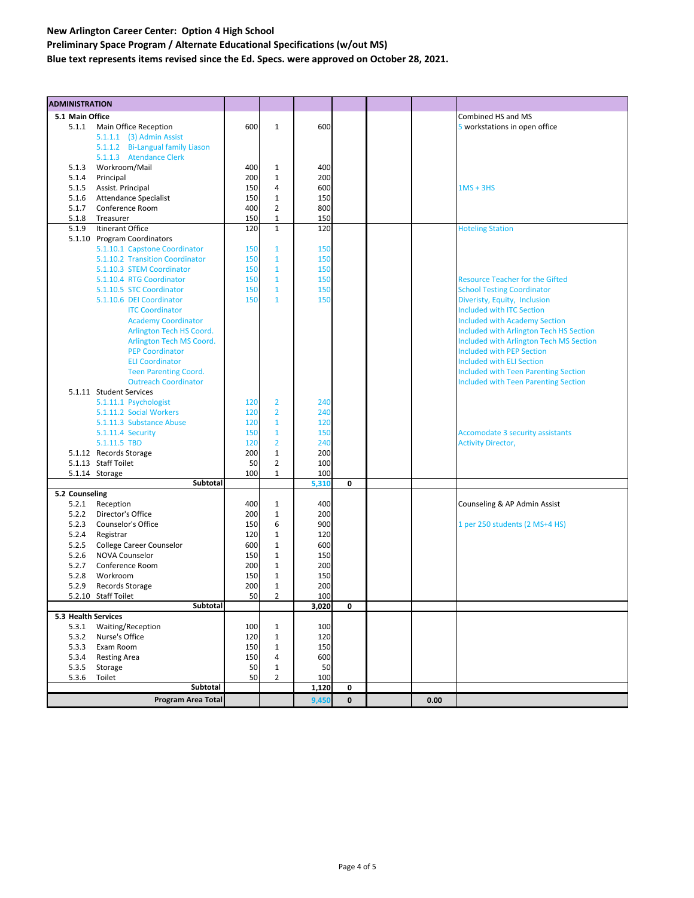**New Arlington Career Center: Option 4 High School**

**Preliminary Space Program / Alternate Educational Specifications (w/out MS)**

**Blue text represents items revised since the Ed. Specs. were approved on October 28, 2021.**

| ADMINISTRATION | | | | | | | |
|---|---|---|---|---|---|---|---|
| **5.1 Main Office** | | | | | | | Combined HS and MS |
| 5.1.1 Main Office Reception | 600 | 1 | 600 | | | | 5 workstations in open office |
| 5.1.1.1 (3) Admin Assist | | | | | | | |
| 5.1.1.2 Bi-Langual family Liason | | | | | | | |
| 5.1.1.3 Atendance Clerk | | | | | | | |
| 5.1.3 Workroom/Mail | 400 | 1 | 400 | | | | |
| 5.1.4 Principal | 200 | 1 | 200 | | | | |
| 5.1.5 Assist. Principal | 150 | 4 | 600 | | | | 1MS + 3HS |
| 5.1.6 Attendance Specialist | 150 | 1 | 150 | | | | |
| 5.1.7 Conference Room | 400 | 2 | 800 | | | | |
| 5.1.8 Treasurer | 150 | 1 | 150 | | | | |
| 5.1.9 Itinerant Office | 120 | 1 | 120 | | | | Hoteling Station |
| 5.1.10 Program Coordinators | | | | | | | |
| 5.1.10.1 Capstone Coordinator | 150 | 1 | 150 | | | | |
| 5.1.10.2 Transition Coordinator | 150 | 1 | 150 | | | | |
| 5.1.10.3 STEM Coordinator | 150 | 1 | 150 | | | | |
| 5.1.10.4 RTG Coordinator | 150 | 1 | 150 | | | | Resource Teacher for the Gifted |
| 5.1.10.5 STC Coordinator | 150 | 1 | 150 | | | | School Testing Coordinator |
| 5.1.10.6 DEI Coordinator | 150 | 1 | 150 | | | | Diveristy, Equity, Inclusion |
| ITC Coordinator | | | | | | | Included with ITC Section |
| Academy Coordinator | | | | | | | Included with Academy Section |
| Arlington Tech HS Coord. | | | | | | | Included with Arlington Tech HS Section |
| Arlington Tech MS Coord. | | | | | | | Included with Arlington Tech MS Section |
| PEP Coordinator | | | | | | | Included with PEP Section |
| ELI Coordinator | | | | | | | Included with ELI Section |
| Teen Parenting Coord. | | | | | | | Included with Teen Parenting Section |
| Outreach Coordinator | | | | | | | Included with Teen Parenting Section |
| 5.1.11 Student Services | | | | | | | |
| 5.1.11.1 Psychologist | 120 | 2 | 240 | | | | |
| 5.1.11.2 Social Workers | 120 | 2 | 240 | | | | |
| 5.1.11.3 Substance Abuse | 120 | 1 | 120 | | | | |
| 5.1.11.4 Security | 150 | 1 | 150 | | | | Accomodate 3 security assistants |
| 5.1.11.5 TBD | 120 | 2 | 240 | | | | Activity Director, |
| 5.1.12 Records Storage | 200 | 1 | 200 | | | | |
| 5.1.13 Staff Toilet | 50 | 2 | 100 | | | | |
| 5.1.14 Storage | 100 | 1 | 100 | | | | |
| **Subtotal** | | | **5,310** | **0** | | | |
| **5.2 Counseling** | | | | | | | |
| 5.2.1 Reception | 400 | 1 | 400 | | | | Counseling & AP Admin Assist |
| 5.2.2 Director's Office | 200 | 1 | 200 | | | | |
| 5.2.3 Counselor's Office | 150 | 6 | 900 | | | | 1 per 250 students (2 MS+4 HS) |
| 5.2.4 Registrar | 120 | 1 | 120 | | | | |
| 5.2.5 College Career Counselor | 600 | 1 | 600 | | | | |
| 5.2.6 NOVA Counselor | 150 | 1 | 150 | | | | |
| 5.2.7 Conference Room | 200 | 1 | 200 | | | | |
| 5.2.8 Workroom | 150 | 1 | 150 | | | | |
| 5.2.9 Records Storage | 200 | 1 | 200 | | | | |
| 5.2.10 Staff Toilet | 50 | 2 | 100 | | | | |
| **Subtotal** | | | **3,020** | **0** | | | |
| **5.3 Health Services** | | | | | | | |
| 5.3.1 Waiting/Reception | 100 | 1 | 100 | | | | |
| 5.3.2 Nurse's Office | 120 | 1 | 120 | | | | |
| 5.3.3 Exam Room | 150 | 1 | 150 | | | | |
| 5.3.4 Resting Area | 150 | 4 | 600 | | | | |
| 5.3.5 Storage | 50 | 1 | 50 | | | | |
| 5.3.6 Toilet | 50 | 2 | 100 | | | | |
| **Subtotal** | | | **1,120** | **0** | | | |
| **Program Area Total** | | | **9,450** | **0** | | **0.00** | |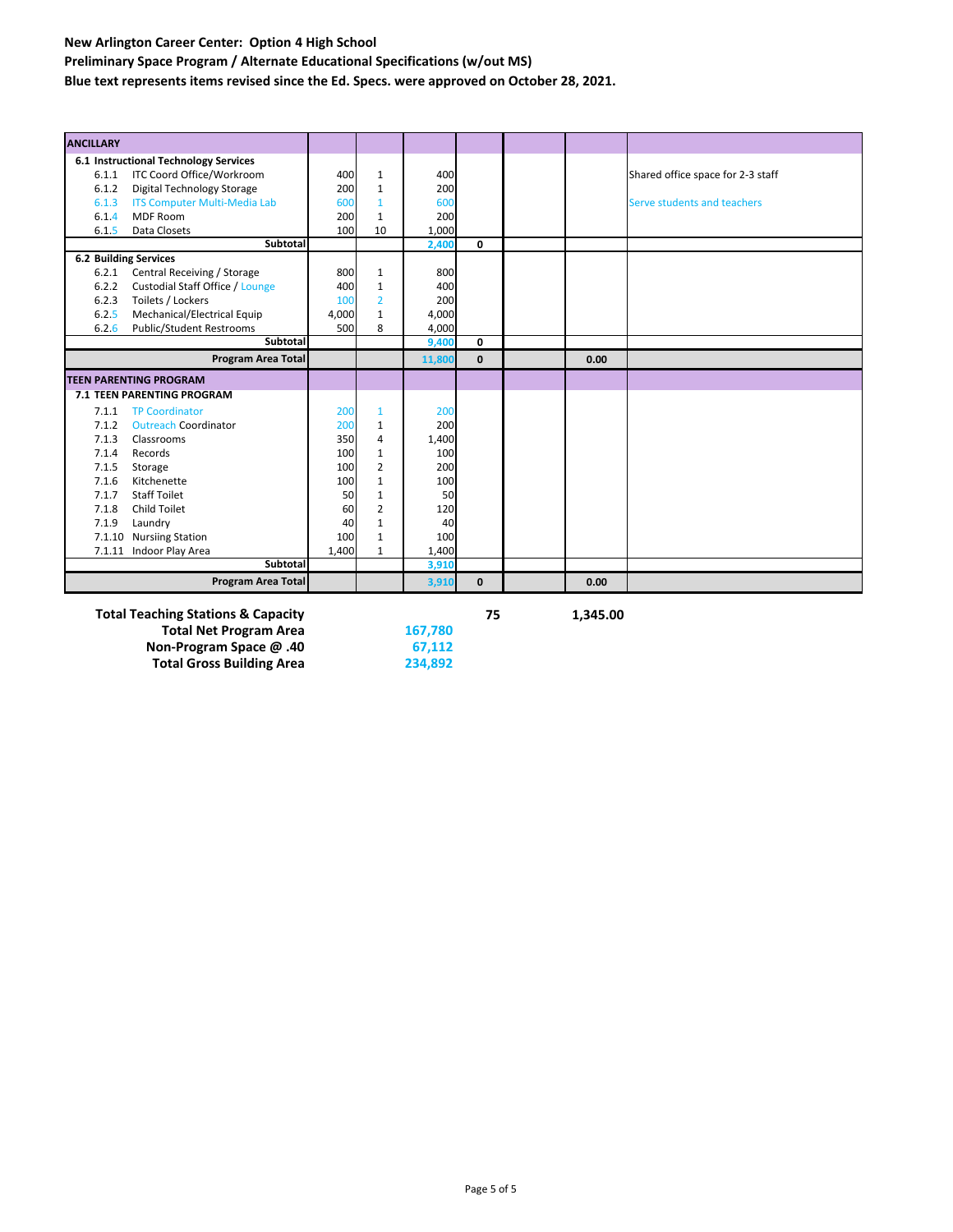**New Arlington Career Center: Option 4 High School**

**Preliminary Space Program / Alternate Educational Specifications (w/out MS)**

**Blue text represents items revised since the Ed. Specs. were approved on October 28, 2021.**

| | | | | | | | |
|---|---|---|---|---|---|---|---|
| **ANCILLARY** | | | | | | | |
| **6.1 Instructional Technology Services** | | | | | | | |
| 6.1.1 ITC Coord Office/Workroom | 400 | 1 | 400 | | | | Shared office space for 2-3 staff |
| 6.1.2 Digital Technology Storage | 200 | 1 | 200 | | | | |
| 6.1.3 ITS Computer Multi-Media Lab | 600 | 1 | 600 | | | | Serve students and teachers |
| 6.1.4 MDF Room | 200 | 1 | 200 | | | | |
| 6.1.5 Data Closets | 100 | 10 | 1,000 | | | | |
| **Subtotal** | | | 2,400 | **0** | | | |
| **6.2 Building Services** | | | | | | | |
| 6.2.1 Central Receiving / Storage | 800 | 1 | 800 | | | | |
| 6.2.2 Custodial Staff Office / Lounge | 400 | 1 | 400 | | | | |
| 6.2.3 Toilets / Lockers | 100 | 2 | 200 | | | | |
| 6.2.5 Mechanical/Electrical Equip | 4,000 | 1 | 4,000 | | | | |
| 6.2.6 Public/Student Restrooms | 500 | 8 | 4,000 | | | | |
| **Subtotal** | | | 9,400 | **0** | | | |
| **Program Area Total** | | | 11,800 | **0** | | **0.00** | |
| **TEEN PARENTING PROGRAM** | | | | | | | |
| **7.1 TEEN PARENTING PROGRAM** | | | | | | | |
| 7.1.1 TP Coordinator | 200 | 1 | 200 | | | | |
| 7.1.2 Outreach Coordinator | 200 | 1 | 200 | | | | |
| 7.1.3 Classrooms | 350 | 4 | 1,400 | | | | |
| 7.1.4 Records | 100 | 1 | 100 | | | | |
| 7.1.5 Storage | 100 | 2 | 200 | | | | |
| 7.1.6 Kitchenette | 100 | 1 | 100 | | | | |
| 7.1.7 Staff Toilet | 50 | 1 | 50 | | | | |
| 7.1.8 Child Toilet | 60 | 2 | 120 | | | | |
| 7.1.9 Laundry | 40 | 1 | 40 | | | | |
| 7.1.10 Nursiing Station | 100 | 1 | 100 | | | | |
| 7.1.11 Indoor Play Area | 1,400 | 1 | 1,400 | | | | |
| **Subtotal** | | | 3,910 | | | | |
| **Program Area Total** | | | 3,910 | **0** | | **0.00** | |

| | | | |
|---|---|---|---|
| **Total Teaching Stations & Capacity** | | **75** | **1,345.00** |
| **Total Net Program Area** | **167,780** | | |
| **Non-Program Space @ .40** | **67,112** | | |
| **Total Gross Building Area** | **234,892** | | |